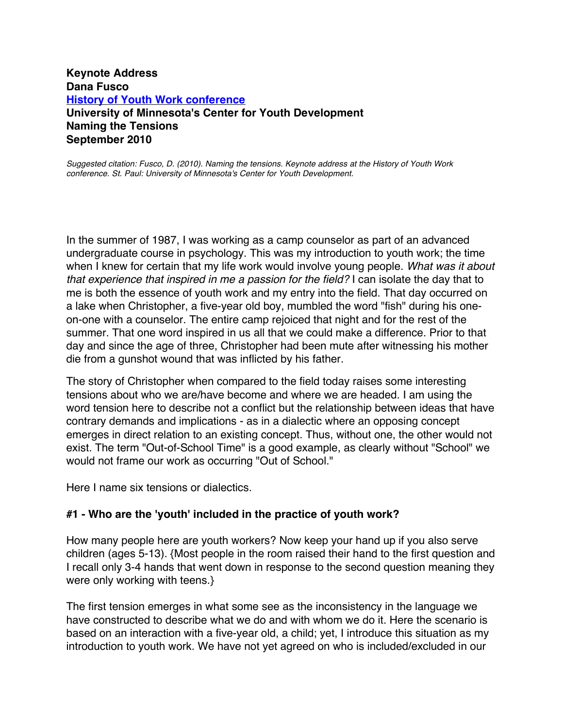**Keynote Address**
**Dana Fusco**
**[History of Youth Work conference](History of Youth Work conference)**
**University of Minnesota's Center for Youth Development**
**Naming the Tensions**
**September 2010**

*Suggested citation: Fusco, D. (2010). Naming the tensions. Keynote address at the History of Youth Work conference. St. Paul: University of Minnesota's Center for Youth Development.*

In the summer of 1987, I was working as a camp counselor as part of an advanced undergraduate course in psychology. This was my introduction to youth work; the time when I knew for certain that my life work would involve young people. *What was it about that experience that inspired in me a passion for the field?* I can isolate the day that to me is both the essence of youth work and my entry into the field. That day occurred on a lake when Christopher, a five-year old boy, mumbled the word "fish" during his one-on-one with a counselor. The entire camp rejoiced that night and for the rest of the summer. That one word inspired in us all that we could make a difference. Prior to that day and since the age of three, Christopher had been mute after witnessing his mother die from a gunshot wound that was inflicted by his father.

The story of Christopher when compared to the field today raises some interesting tensions about who we are/have become and where we are headed. I am using the word tension here to describe not a conflict but the relationship between ideas that have contrary demands and implications - as in a dialectic where an opposing concept emerges in direct relation to an existing concept. Thus, without one, the other would not exist. The term "Out-of-School Time" is a good example, as clearly without "School" we would not frame our work as occurring "Out of School."

Here I name six tensions or dialectics.

### #1 - Who are the 'youth' included in the practice of youth work?

How many people here are youth workers? Now keep your hand up if you also serve children (ages 5-13). {Most people in the room raised their hand to the first question and I recall only 3-4 hands that went down in response to the second question meaning they were only working with teens.}

The first tension emerges in what some see as the inconsistency in the language we have constructed to describe what we do and with whom we do it. Here the scenario is based on an interaction with a five-year old, a child; yet, I introduce this situation as my introduction to youth work. We have not yet agreed on who is included/excluded in our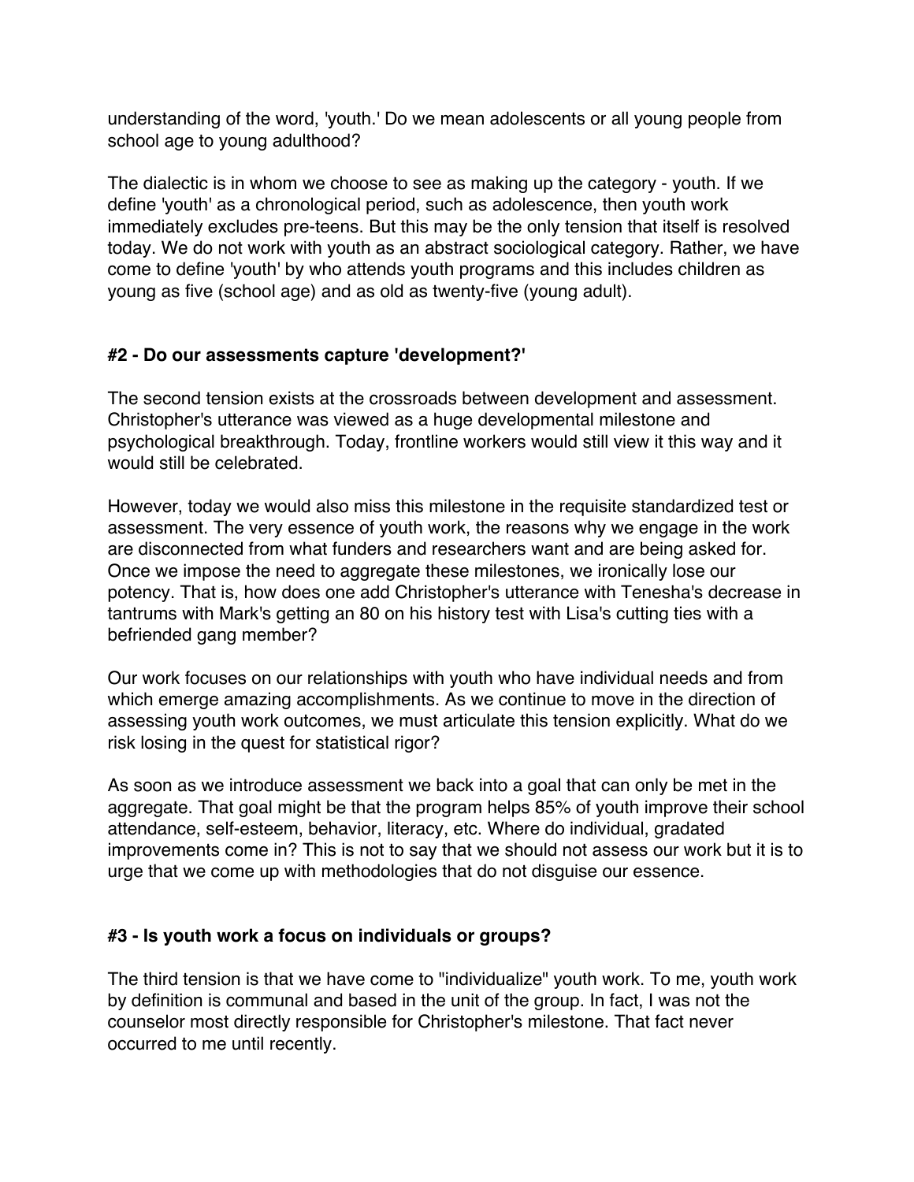understanding of the word, 'youth.' Do we mean adolescents or all young people from school age to young adulthood?

The dialectic is in whom we choose to see as making up the category - youth. If we define 'youth' as a chronological period, such as adolescence, then youth work immediately excludes pre-teens. But this may be the only tension that itself is resolved today. We do not work with youth as an abstract sociological category. Rather, we have come to define 'youth' by who attends youth programs and this includes children as young as five (school age) and as old as twenty-five (young adult).

### #2 - Do our assessments capture 'development?'

The second tension exists at the crossroads between development and assessment. Christopher's utterance was viewed as a huge developmental milestone and psychological breakthrough. Today, frontline workers would still view it this way and it would still be celebrated.

However, today we would also miss this milestone in the requisite standardized test or assessment. The very essence of youth work, the reasons why we engage in the work are disconnected from what funders and researchers want and are being asked for. Once we impose the need to aggregate these milestones, we ironically lose our potency. That is, how does one add Christopher's utterance with Tenesha's decrease in tantrums with Mark's getting an 80 on his history test with Lisa's cutting ties with a befriended gang member?

Our work focuses on our relationships with youth who have individual needs and from which emerge amazing accomplishments. As we continue to move in the direction of assessing youth work outcomes, we must articulate this tension explicitly. What do we risk losing in the quest for statistical rigor?

As soon as we introduce assessment we back into a goal that can only be met in the aggregate. That goal might be that the program helps 85% of youth improve their school attendance, self-esteem, behavior, literacy, etc. Where do individual, gradated improvements come in? This is not to say that we should not assess our work but it is to urge that we come up with methodologies that do not disguise our essence.

### #3 - Is youth work a focus on individuals or groups?

The third tension is that we have come to "individualize" youth work. To me, youth work by definition is communal and based in the unit of the group. In fact, I was not the counselor most directly responsible for Christopher's milestone. That fact never occurred to me until recently.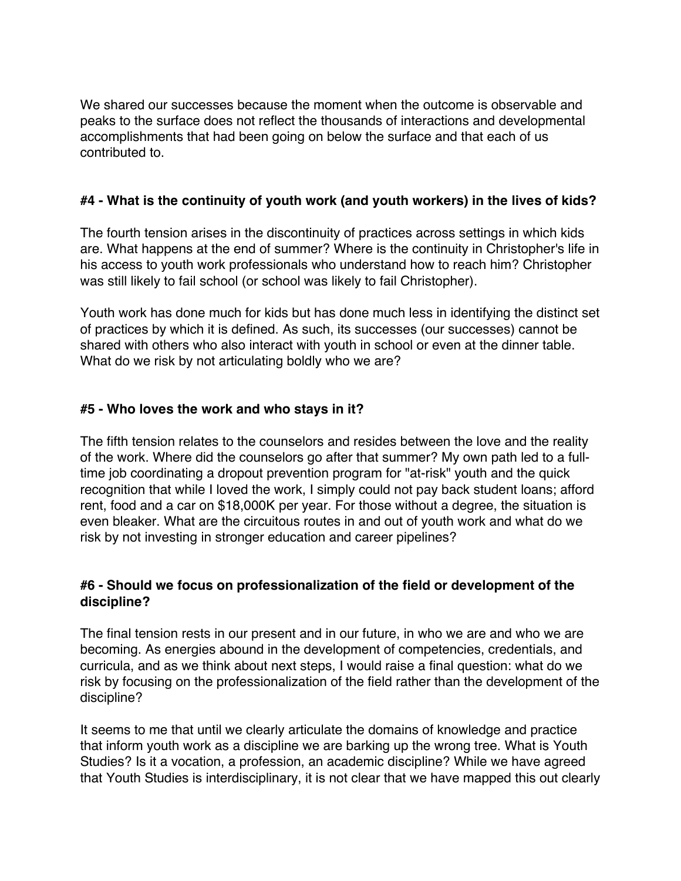We shared our successes because the moment when the outcome is observable and peaks to the surface does not reflect the thousands of interactions and developmental accomplishments that had been going on below the surface and that each of us contributed to.

### #4 - What is the continuity of youth work (and youth workers) in the lives of kids?

The fourth tension arises in the discontinuity of practices across settings in which kids are. What happens at the end of summer? Where is the continuity in Christopher's life in his access to youth work professionals who understand how to reach him? Christopher was still likely to fail school (or school was likely to fail Christopher).

Youth work has done much for kids but has done much less in identifying the distinct set of practices by which it is defined. As such, its successes (our successes) cannot be shared with others who also interact with youth in school or even at the dinner table. What do we risk by not articulating boldly who we are?

### #5 - Who loves the work and who stays in it?

The fifth tension relates to the counselors and resides between the love and the reality of the work. Where did the counselors go after that summer? My own path led to a full-time job coordinating a dropout prevention program for "at-risk" youth and the quick recognition that while I loved the work, I simply could not pay back student loans; afford rent, food and a car on $18,000K per year. For those without a degree, the situation is even bleaker. What are the circuitous routes in and out of youth work and what do we risk by not investing in stronger education and career pipelines?

### #6 - Should we focus on professionalization of the field or development of the discipline?

The final tension rests in our present and in our future, in who we are and who we are becoming. As energies abound in the development of competencies, credentials, and curricula, and as we think about next steps, I would raise a final question: what do we risk by focusing on the professionalization of the field rather than the development of the discipline?

It seems to me that until we clearly articulate the domains of knowledge and practice that inform youth work as a discipline we are barking up the wrong tree. What is Youth Studies? Is it a vocation, a profession, an academic discipline? While we have agreed that Youth Studies is interdisciplinary, it is not clear that we have mapped this out clearly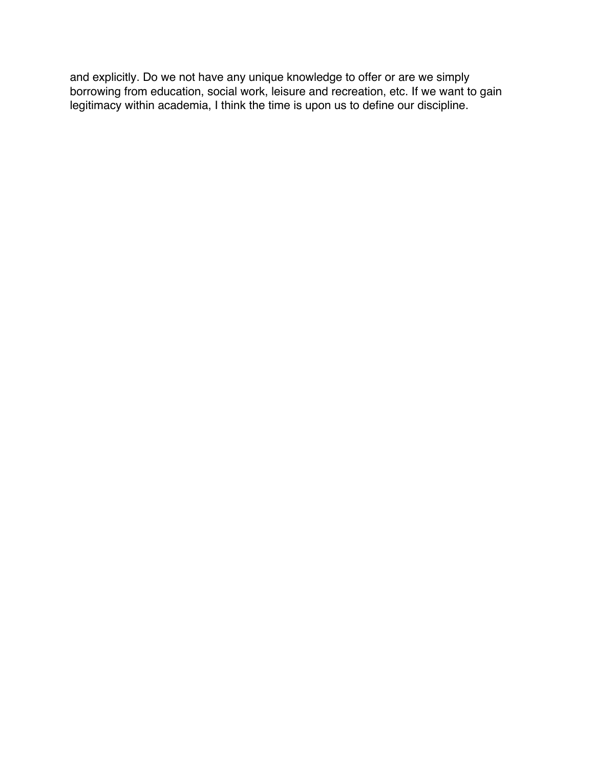and explicitly. Do we not have any unique knowledge to offer or are we simply borrowing from education, social work, leisure and recreation, etc. If we want to gain legitimacy within academia, I think the time is upon us to define our discipline.